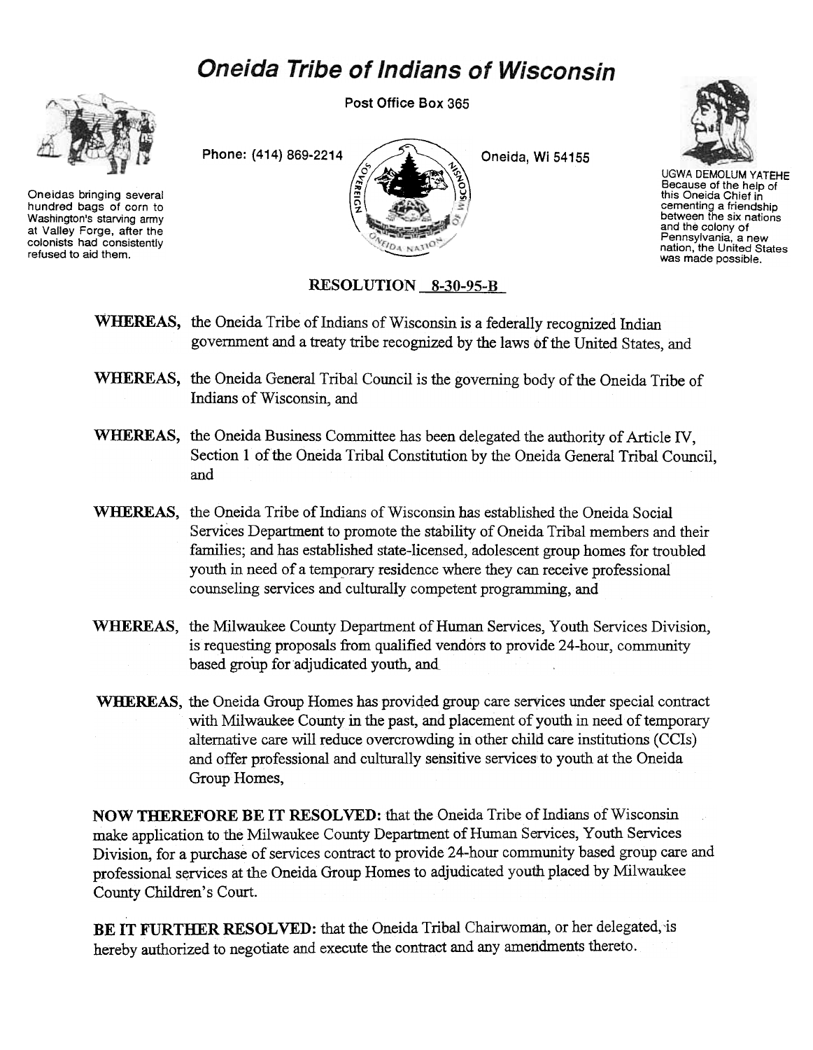# *Oneida Tribe of Indians of Wisconsin*

Post Office Box 365

Phone: (414) 869-2214

Oneida, Wi 54155

Oneidas bringing several hundred bags of corn to Washington's starving army at Valley Forge, after the colonists had consistently refused to aid them.

UGWA DEMOLUM YATEHE
Because of the help of this Oneida Chief in cementing a friendship between the six nations and the colony of Pennsylvania, a new nation, the United States was made possible.

**RESOLUTION 8-30-95-B**

**WHEREAS,** the Oneida Tribe of Indians of Wisconsin is a federally recognized Indian government and a treaty tribe recognized by the laws of the United States, and

**WHEREAS,** the Oneida General Tribal Council is the governing body of the Oneida Tribe of Indians of Wisconsin, and

**WHEREAS,** the Oneida Business Committee has been delegated the authority of Article IV, Section 1 of the Oneida Tribal Constitution by the Oneida General Tribal Council, and

**WHEREAS,** the Oneida Tribe of Indians of Wisconsin has established the Oneida Social Services Department to promote the stability of Oneida Tribal members and their families; and has established state-licensed, adolescent group homes for troubled youth in need of a temporary residence where they can receive professional counseling services and culturally competent programming, and

**WHEREAS,** the Milwaukee County Department of Human Services, Youth Services Division, is requesting proposals from qualified vendors to provide 24-hour, community based group for adjudicated youth, and

**WHEREAS,** the Oneida Group Homes has provided group care services under special contract with Milwaukee County in the past, and placement of youth in need of temporary alternative care will reduce overcrowding in other child care institutions (CCIs) and offer professional and culturally sensitive services to youth at the Oneida Group Homes,

**NOW THEREFORE BE IT RESOLVED:** that the Oneida Tribe of Indians of Wisconsin make application to the Milwaukee County Department of Human Services, Youth Services Division, for a purchase of services contract to provide 24-hour community based group care and professional services at the Oneida Group Homes to adjudicated youth placed by Milwaukee County Children's Court.

**BE IT FURTHER RESOLVED:** that the Oneida Tribal Chairwoman, or her delegated, is hereby authorized to negotiate and execute the contract and any amendments thereto.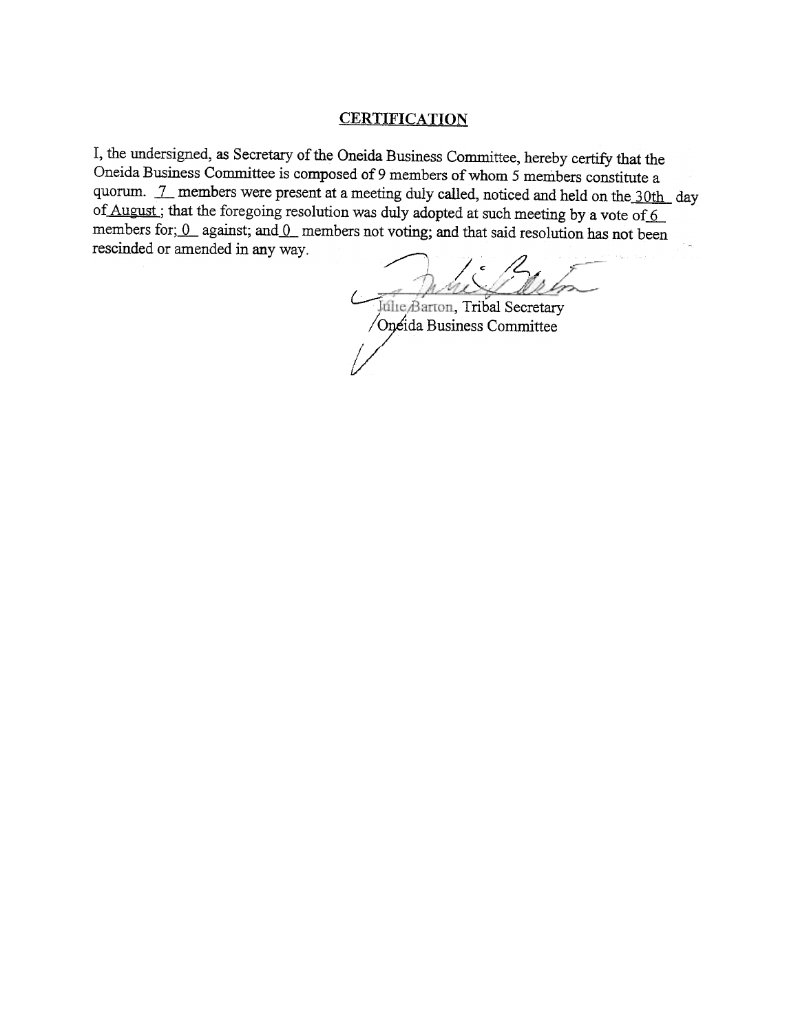## CERTIFICATION

I, the undersigned, as Secretary of the Oneida Business Committee, hereby certify that the Oneida Business Committee is composed of 9 members of whom 5 members constitute a quorum. 7 members were present at a meeting duly called, noticed and held on the 30th day of August; that the foregoing resolution was duly adopted at such meeting by a vote of 6 members for; 0 against; and 0 members not voting; and that said resolution has not been rescinded or amended in any way.

Julie Barton, Tribal Secretary
Oneida Business Committee